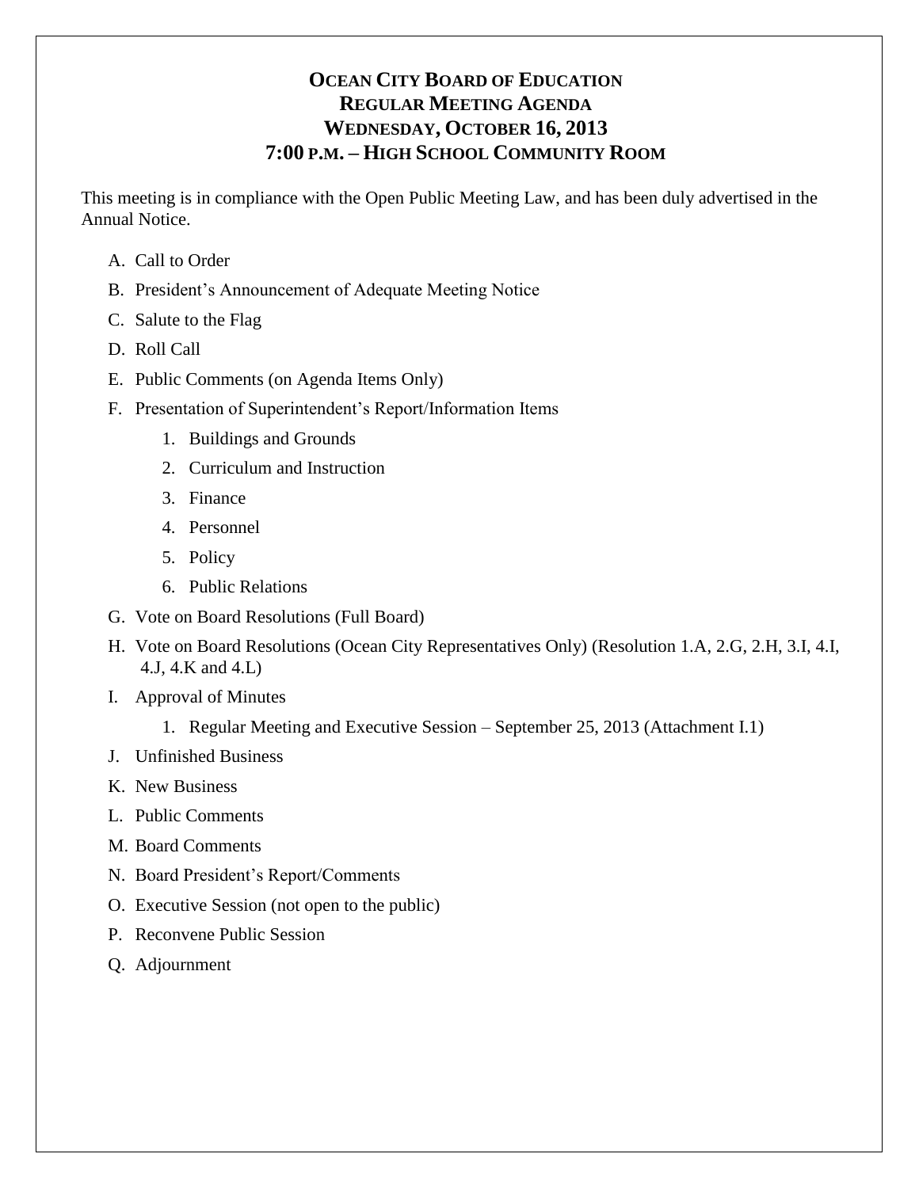# OCEAN CITY BOARD OF EDUCATION
## REGULAR MEETING AGENDA
## WEDNESDAY, OCTOBER 16, 2013
## 7:00 P.M. – HIGH SCHOOL COMMUNITY ROOM

This meeting is in compliance with the Open Public Meeting Law, and has been duly advertised in the Annual Notice.

A. Call to Order

B. President's Announcement of Adequate Meeting Notice

C. Salute to the Flag

D. Roll Call

E. Public Comments (on Agenda Items Only)

F. Presentation of Superintendent's Report/Information Items

   1. Buildings and Grounds
   2. Curriculum and Instruction
   3. Finance
   4. Personnel
   5. Policy
   6. Public Relations

G. Vote on Board Resolutions (Full Board)

H. Vote on Board Resolutions (Ocean City Representatives Only) (Resolution 1.A, 2.G, 2.H, 3.I, 4.I, 4.J, 4.K and 4.L)

I. Approval of Minutes

   1. Regular Meeting and Executive Session – September 25, 2013 (Attachment I.1)

J. Unfinished Business

K. New Business

L. Public Comments

M. Board Comments

N. Board President's Report/Comments

O. Executive Session (not open to the public)

P. Reconvene Public Session

Q. Adjournment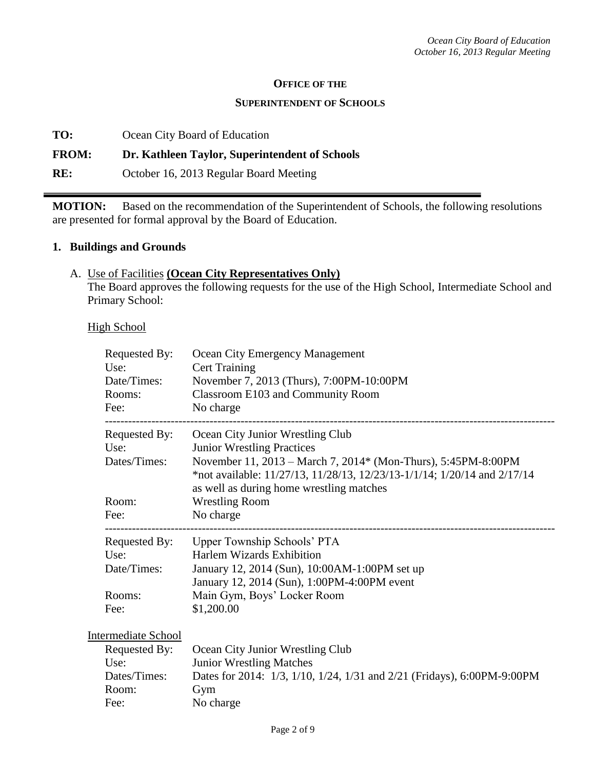**OFFICE OF THE**

**SUPERINTENDENT OF SCHOOLS**

**TO:** Ocean City Board of Education

**FROM:** **Dr. Kathleen Taylor, Superintendent of Schools**

**RE:** October 16, 2013 Regular Board Meeting

---

**MOTION:** Based on the recommendation of the Superintendent of Schools, the following resolutions are presented for formal approval by the Board of Education.

## 1. Buildings and Grounds

A. Use of Facilities **(Ocean City Representatives Only)**

The Board approves the following requests for the use of the High School, Intermediate School and Primary School:

High School

Requested By: Ocean City Emergency Management
Use: Cert Training
Date/Times: November 7, 2013 (Thurs), 7:00PM-10:00PM
Rooms: Classroom E103 and Community Room
Fee: No charge

---

Requested By: Ocean City Junior Wrestling Club
Use: Junior Wrestling Practices
Dates/Times: November 11, 2013 – March 7, 2014* (Mon-Thurs), 5:45PM-8:00PM
*not available: 11/27/13, 11/28/13, 12/23/13-1/1/14; 1/20/14 and 2/17/14 as well as during home wrestling matches
Room: Wrestling Room
Fee: No charge

---

Requested By: Upper Township Schools' PTA
Use: Harlem Wizards Exhibition
Date/Times: January 12, 2014 (Sun), 10:00AM-1:00PM set up
January 12, 2014 (Sun), 1:00PM-4:00PM event
Rooms: Main Gym, Boys' Locker Room
Fee: $1,200.00

Intermediate School

Requested By: Ocean City Junior Wrestling Club
Use: Junior Wrestling Matches
Dates/Times: Dates for 2014: 1/3, 1/10, 1/24, 1/31 and 2/21 (Fridays), 6:00PM-9:00PM
Room: Gym
Fee: No charge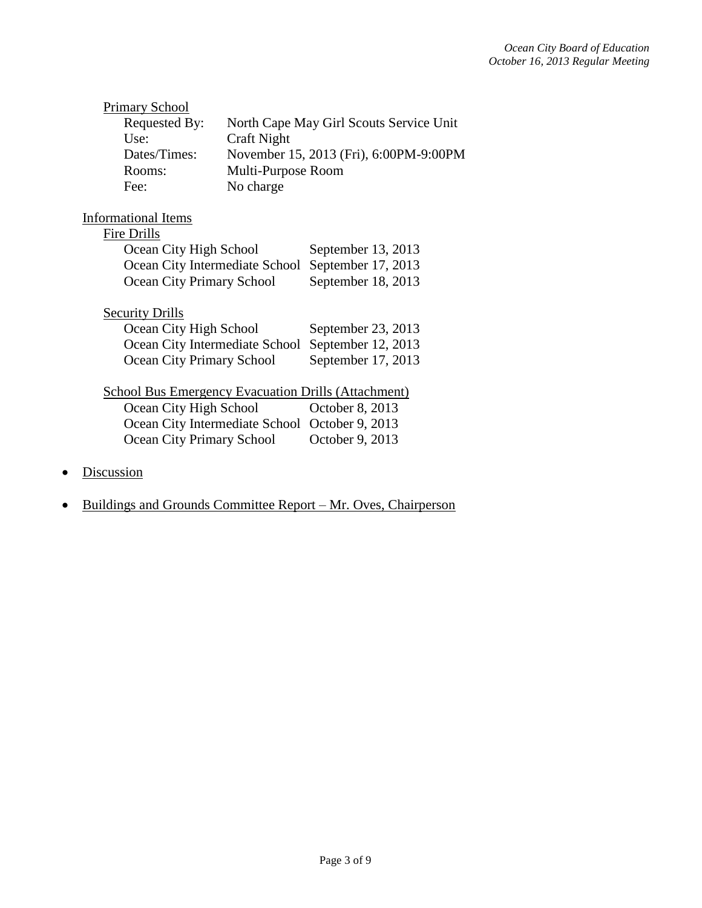Primary School

| | |
|---|---|
| Requested By: | North Cape May Girl Scouts Service Unit |
| Use: | Craft Night |
| Dates/Times: | November 15, 2013 (Fri), 6:00PM-9:00PM |
| Rooms: | Multi-Purpose Room |
| Fee: | No charge |

Informational Items

Fire Drills

| | |
|---|---|
| Ocean City High School | September 13, 2013 |
| Ocean City Intermediate School | September 17, 2013 |
| Ocean City Primary School | September 18, 2013 |

Security Drills

| | |
|---|---|
| Ocean City High School | September 23, 2013 |
| Ocean City Intermediate School | September 12, 2013 |
| Ocean City Primary School | September 17, 2013 |

School Bus Emergency Evacuation Drills (Attachment)

| | |
|---|---|
| Ocean City High School | October 8, 2013 |
| Ocean City Intermediate School | October 9, 2013 |
| Ocean City Primary School | October 9, 2013 |

- Discussion
- Buildings and Grounds Committee Report – Mr. Oves, Chairperson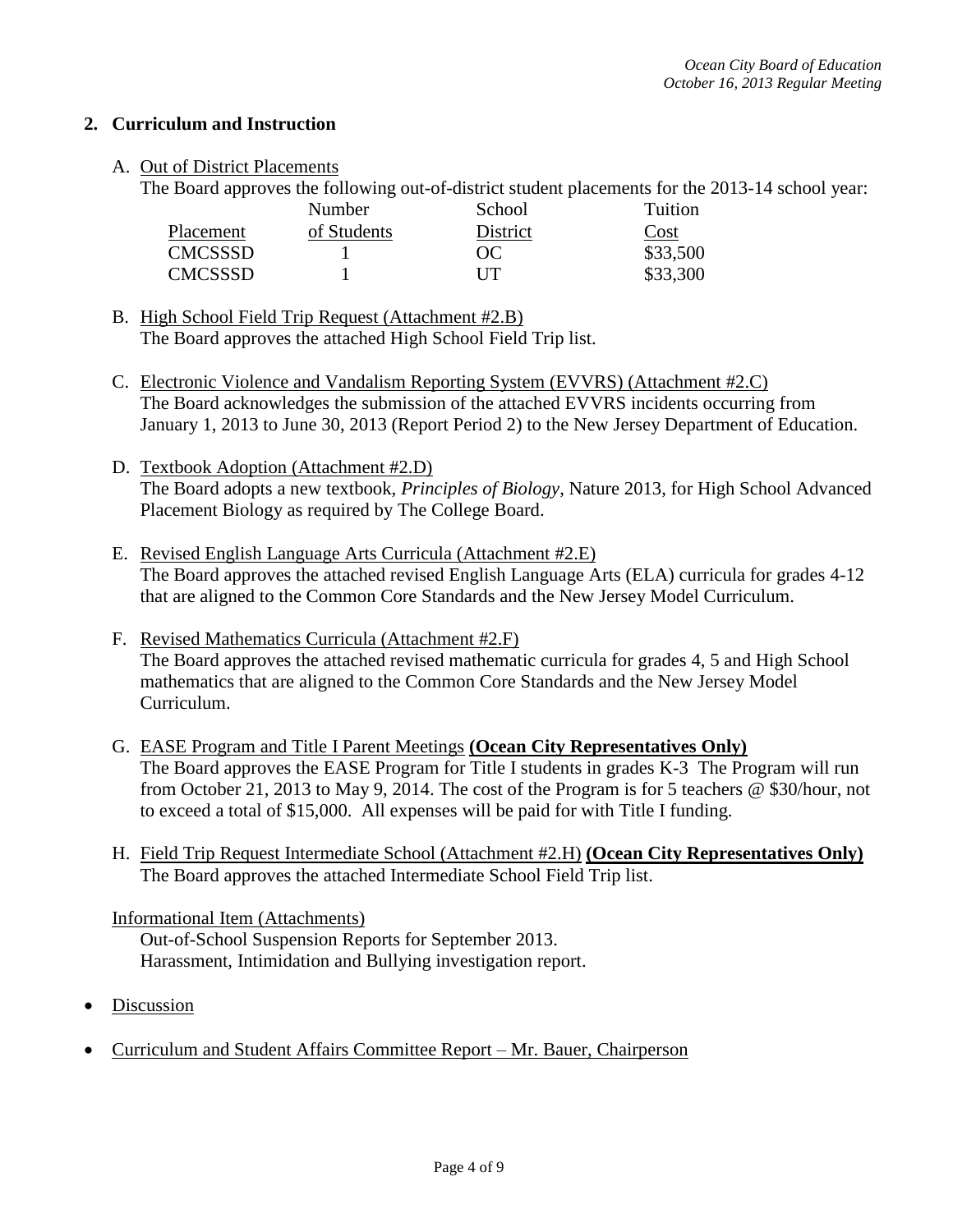## 2. Curriculum and Instruction

A. <u>Out of District Placements</u>

The Board approves the following out-of-district student placements for the 2013-14 school year:

| Placement | Number of Students | School District | Tuition Cost |
|---|---|---|---|
| CMCSSSD | 1 | OC | $33,500 |
| CMCSSSD | 1 | UT | $33,300 |

B. <u>High School Field Trip Request (Attachment #2.B)</u>
The Board approves the attached High School Field Trip list.

C. <u>Electronic Violence and Vandalism Reporting System (EVVRS) (Attachment #2.C)</u>
The Board acknowledges the submission of the attached EVVRS incidents occurring from January 1, 2013 to June 30, 2013 (Report Period 2) to the New Jersey Department of Education.

D. <u>Textbook Adoption (Attachment #2.D)</u>
The Board adopts a new textbook, *Principles of Biology*, Nature 2013, for High School Advanced Placement Biology as required by The College Board.

E. <u>Revised English Language Arts Curricula (Attachment #2.E)</u>
The Board approves the attached revised English Language Arts (ELA) curricula for grades 4-12 that are aligned to the Common Core Standards and the New Jersey Model Curriculum.

F. <u>Revised Mathematics Curricula (Attachment #2.F)</u>
The Board approves the attached revised mathematic curricula for grades 4, 5 and High School mathematics that are aligned to the Common Core Standards and the New Jersey Model Curriculum.

G. <u>EASE Program and Title I Parent Meetings</u> **<u>(Ocean City Representatives Only)</u>**
The Board approves the EASE Program for Title I students in grades K-3 The Program will run from October 21, 2013 to May 9, 2014. The cost of the Program is for 5 teachers @ $30/hour, not to exceed a total of $15,000. All expenses will be paid for with Title I funding.

H. <u>Field Trip Request Intermediate School (Attachment #2.H)</u> **<u>(Ocean City Representatives Only)</u>**
The Board approves the attached Intermediate School Field Trip list.

<u>Informational Item (Attachments)</u>
Out-of-School Suspension Reports for September 2013.
Harassment, Intimidation and Bullying investigation report.

- <u>Discussion</u>
- <u>Curriculum and Student Affairs Committee Report – Mr. Bauer, Chairperson</u>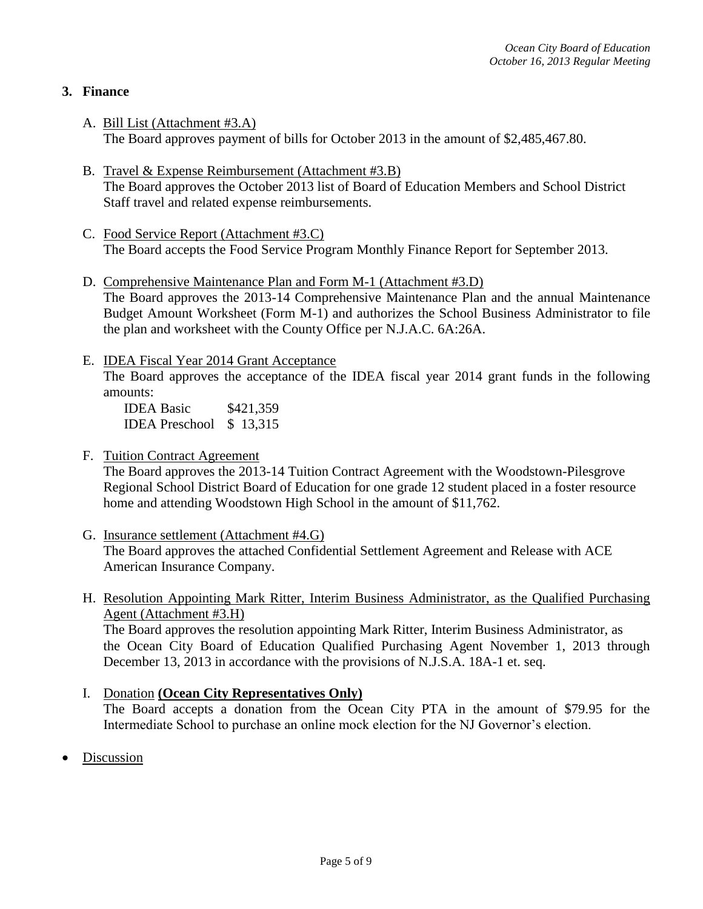## 3. Finance

A. <u>Bill List (Attachment #3.A)</u>
The Board approves payment of bills for October 2013 in the amount of $2,485,467.80.

B. <u>Travel & Expense Reimbursement (Attachment #3.B)</u>
The Board approves the October 2013 list of Board of Education Members and School District Staff travel and related expense reimbursements.

C. <u>Food Service Report (Attachment #3.C)</u>
The Board accepts the Food Service Program Monthly Finance Report for September 2013.

D. <u>Comprehensive Maintenance Plan and Form M-1 (Attachment #3.D)</u>
The Board approves the 2013-14 Comprehensive Maintenance Plan and the annual Maintenance Budget Amount Worksheet (Form M-1) and authorizes the School Business Administrator to file the plan and worksheet with the County Office per N.J.A.C. 6A:26A.

E. <u>IDEA Fiscal Year 2014 Grant Acceptance</u>
The Board approves the acceptance of the IDEA fiscal year 2014 grant funds in the following amounts:

| | |
|---|---|
| IDEA Basic | $421,359 |
| IDEA Preschool | $ 13,315 |

F. <u>Tuition Contract Agreement</u>
The Board approves the 2013-14 Tuition Contract Agreement with the Woodstown-Pilesgrove Regional School District Board of Education for one grade 12 student placed in a foster resource home and attending Woodstown High School in the amount of $11,762.

G. <u>Insurance settlement (Attachment #4.G)</u>
The Board approves the attached Confidential Settlement Agreement and Release with ACE American Insurance Company.

H. <u>Resolution Appointing Mark Ritter, Interim Business Administrator, as the Qualified Purchasing Agent (Attachment #3.H)</u>
The Board approves the resolution appointing Mark Ritter, Interim Business Administrator, as the Ocean City Board of Education Qualified Purchasing Agent November 1, 2013 through December 13, 2013 in accordance with the provisions of N.J.S.A. 18A-1 et. seq.

I. <u>Donation</u> **(Ocean City Representatives Only)**
The Board accepts a donation from the Ocean City PTA in the amount of $79.95 for the Intermediate School to purchase an online mock election for the NJ Governor's election.

- <u>Discussion</u>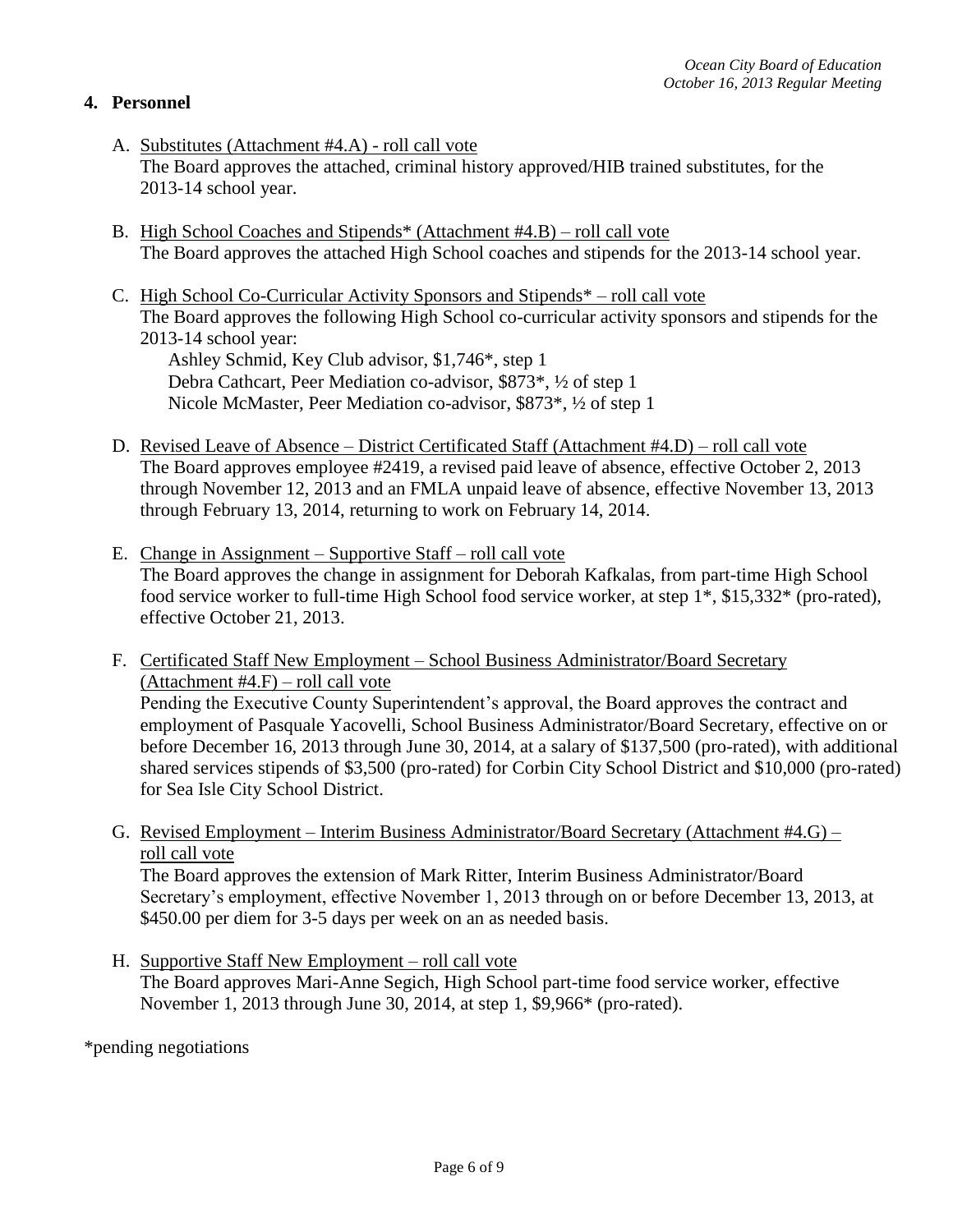## 4. Personnel

A. Substitutes (Attachment #4.A) - roll call vote
The Board approves the attached, criminal history approved/HIB trained substitutes, for the 2013-14 school year.

B. High School Coaches and Stipends* (Attachment #4.B) – roll call vote
The Board approves the attached High School coaches and stipends for the 2013-14 school year.

C. High School Co-Curricular Activity Sponsors and Stipends* – roll call vote
The Board approves the following High School co-curricular activity sponsors and stipends for the 2013-14 school year:
Ashley Schmid, Key Club advisor, $1,746*, step 1
Debra Cathcart, Peer Mediation co-advisor, $873*, ½ of step 1
Nicole McMaster, Peer Mediation co-advisor, $873*, ½ of step 1

D. Revised Leave of Absence – District Certificated Staff (Attachment #4.D) – roll call vote
The Board approves employee #2419, a revised paid leave of absence, effective October 2, 2013 through November 12, 2013 and an FMLA unpaid leave of absence, effective November 13, 2013 through February 13, 2014, returning to work on February 14, 2014.

E. Change in Assignment – Supportive Staff – roll call vote
The Board approves the change in assignment for Deborah Kafkalas, from part-time High School food service worker to full-time High School food service worker, at step 1*, $15,332* (pro-rated), effective October 21, 2013.

F. Certificated Staff New Employment – School Business Administrator/Board Secretary (Attachment #4.F) – roll call vote
Pending the Executive County Superintendent's approval, the Board approves the contract and employment of Pasquale Yacovelli, School Business Administrator/Board Secretary, effective on or before December 16, 2013 through June 30, 2014, at a salary of $137,500 (pro-rated), with additional shared services stipends of $3,500 (pro-rated) for Corbin City School District and $10,000 (pro-rated) for Sea Isle City School District.

G. Revised Employment – Interim Business Administrator/Board Secretary (Attachment #4.G) – roll call vote
The Board approves the extension of Mark Ritter, Interim Business Administrator/Board Secretary's employment, effective November 1, 2013 through on or before December 13, 2013, at $450.00 per diem for 3-5 days per week on an as needed basis.

H. Supportive Staff New Employment – roll call vote
The Board approves Mari-Anne Segich, High School part-time food service worker, effective November 1, 2013 through June 30, 2014, at step 1, $9,966* (pro-rated).

*pending negotiations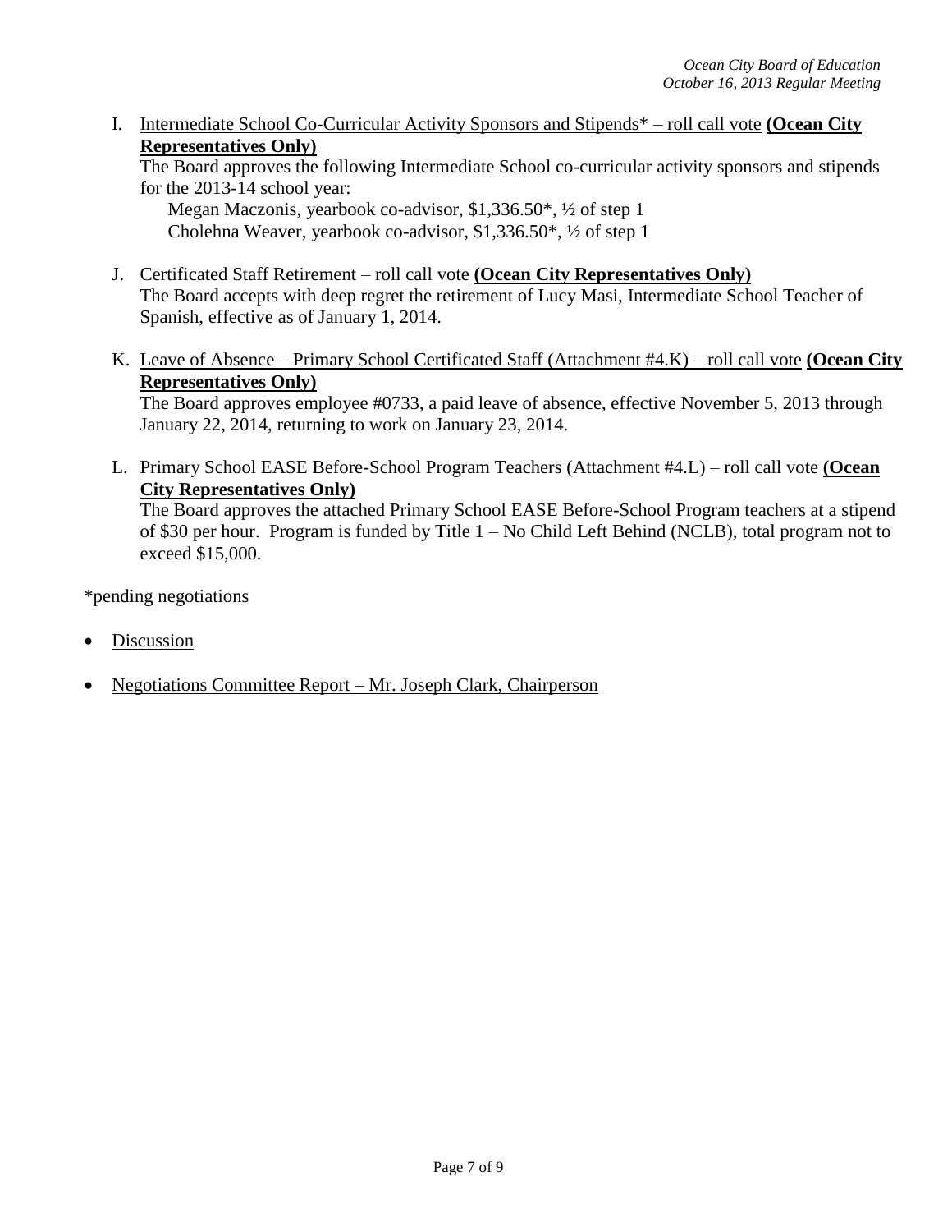I. Intermediate School Co-Curricular Activity Sponsors and Stipends* – roll call vote **(Ocean City Representatives Only)**

The Board approves the following Intermediate School co-curricular activity sponsors and stipends for the 2013-14 school year:

Megan Maczonis, yearbook co-advisor, $1,336.50*, ½ of step 1
Cholehna Weaver, yearbook co-advisor, $1,336.50*, ½ of step 1

J. Certificated Staff Retirement – roll call vote **(Ocean City Representatives Only)**

The Board accepts with deep regret the retirement of Lucy Masi, Intermediate School Teacher of Spanish, effective as of January 1, 2014.

K. Leave of Absence – Primary School Certificated Staff (Attachment #4.K) – roll call vote **(Ocean City Representatives Only)**

The Board approves employee #0733, a paid leave of absence, effective November 5, 2013 through January 22, 2014, returning to work on January 23, 2014.

L. Primary School EASE Before-School Program Teachers (Attachment #4.L) – roll call vote **(Ocean City Representatives Only)**

The Board approves the attached Primary School EASE Before-School Program teachers at a stipend of $30 per hour. Program is funded by Title 1 – No Child Left Behind (NCLB), total program not to exceed $15,000.

*pending negotiations

- Discussion
- Negotiations Committee Report – Mr. Joseph Clark, Chairperson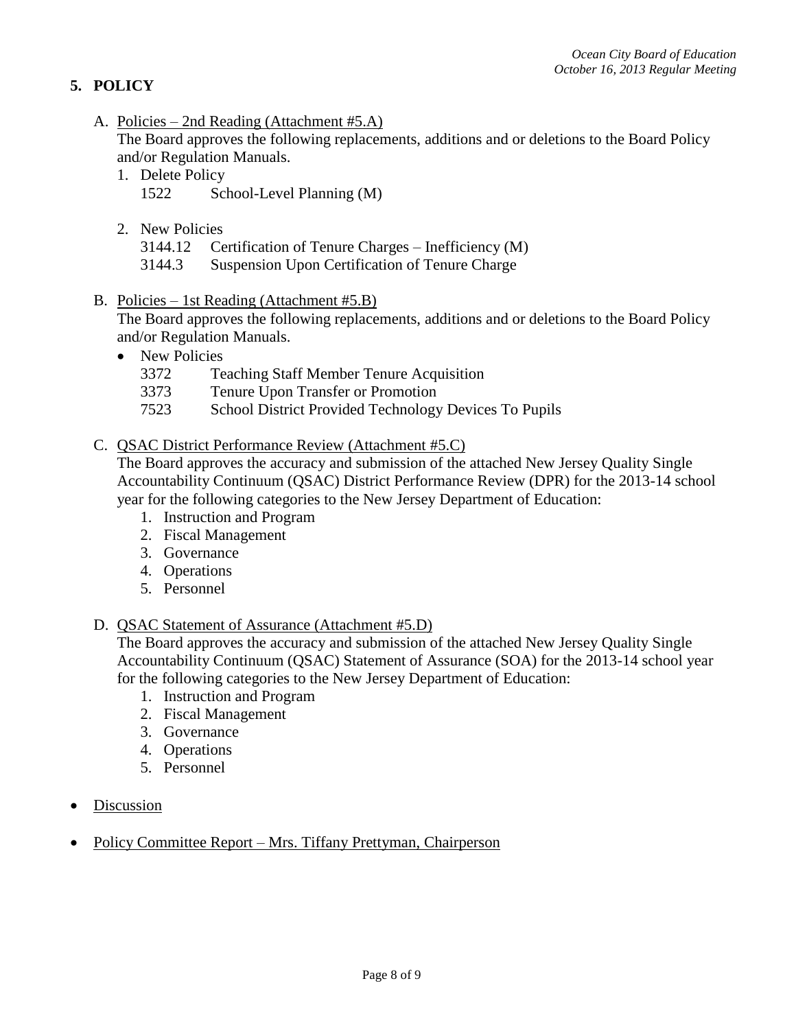## 5. POLICY

A. <u>Policies – 2nd Reading (Attachment #5.A)</u>
The Board approves the following replacements, additions and or deletions to the Board Policy and/or Regulation Manuals.

1. Delete Policy
   1522 School-Level Planning (M)

2. New Policies
   3144.12 Certification of Tenure Charges – Inefficiency (M)
   3144.3 Suspension Upon Certification of Tenure Charge

B. <u>Policies – 1st Reading (Attachment #5.B)</u>
The Board approves the following replacements, additions and or deletions to the Board Policy and/or Regulation Manuals.

- New Policies
  3372 Teaching Staff Member Tenure Acquisition
  3373 Tenure Upon Transfer or Promotion
  7523 School District Provided Technology Devices To Pupils

C. <u>QSAC District Performance Review (Attachment #5.C)</u>
The Board approves the accuracy and submission of the attached New Jersey Quality Single Accountability Continuum (QSAC) District Performance Review (DPR) for the 2013-14 school year for the following categories to the New Jersey Department of Education:

1. Instruction and Program
2. Fiscal Management
3. Governance
4. Operations
5. Personnel

D. <u>QSAC Statement of Assurance (Attachment #5.D)</u>
The Board approves the accuracy and submission of the attached New Jersey Quality Single Accountability Continuum (QSAC) Statement of Assurance (SOA) for the 2013-14 school year for the following categories to the New Jersey Department of Education:

1. Instruction and Program
2. Fiscal Management
3. Governance
4. Operations
5. Personnel

- <u>Discussion</u>

- <u>Policy Committee Report – Mrs. Tiffany Prettyman, Chairperson</u>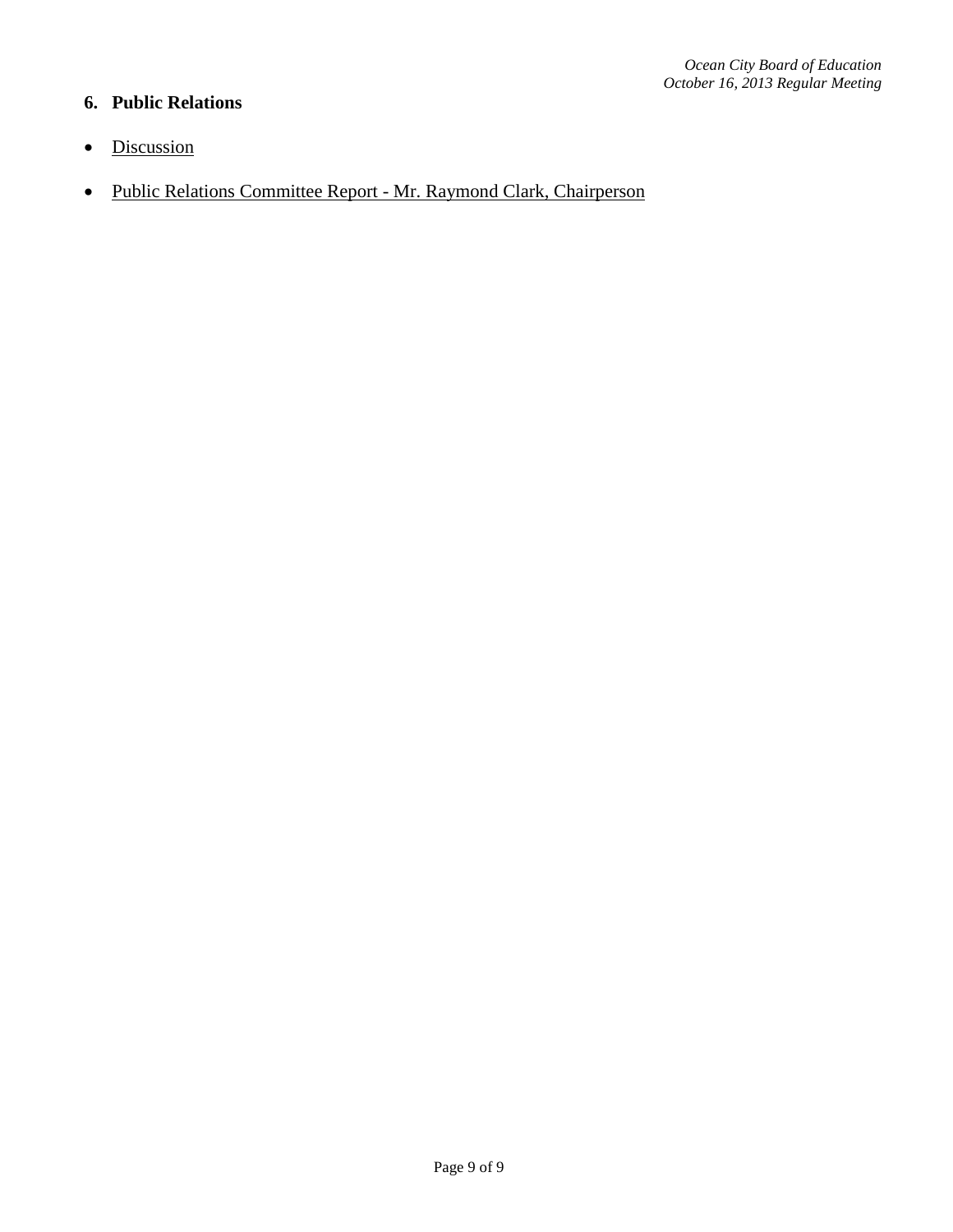## 6. Public Relations

- <u>Discussion</u>

- <u>Public Relations Committee Report - Mr. Raymond Clark, Chairperson</u>